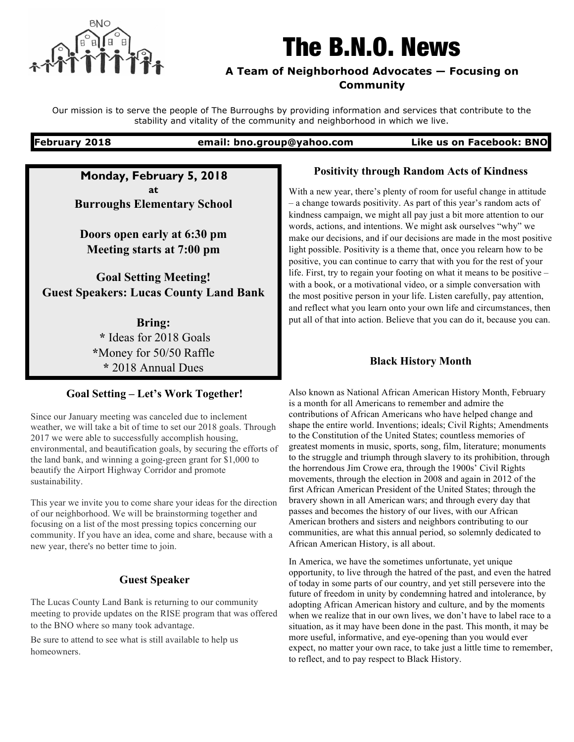# The B.N.O. News

**A Team of Neighborhood Advocates — Focusing on Community**

Our mission is to serve the people of The Burroughs by providing information and services that contribute to the stability and vitality of the community and neighborhood in which we live.

**February 2018** | **email: bno.group@yahoo.com** | **Like us on Facebook: BNO**

---

**Monday, February 5, 2018**
**at**
**Burroughs Elementary School**

**Doors open early at 6:30 pm**
**Meeting starts at 7:00 pm**

**Goal Setting Meeting!**
**Guest Speakers: Lucas County Land Bank**

**Bring:**
* Ideas for 2018 Goals
* Money for 50/50 Raffle
* 2018 Annual Dues

---

## Goal Setting – Let's Work Together!

Since our January meeting was canceled due to inclement weather, we will take a bit of time to set our 2018 goals. Through 2017 we were able to successfully accomplish housing, environmental, and beautification goals, by securing the efforts of the land bank, and winning a going-green grant for $1,000 to beautify the Airport Highway Corridor and promote sustainability.

This year we invite you to come share your ideas for the direction of our neighborhood. We will be brainstorming together and focusing on a list of the most pressing topics concerning our community. If you have an idea, come and share, because with a new year, there's no better time to join.

## Guest Speaker

The Lucas County Land Bank is returning to our community meeting to provide updates on the RISE program that was offered to the BNO where so many took advantage.

Be sure to attend to see what is still available to help us homeowners.

## Positivity through Random Acts of Kindness

With a new year, there's plenty of room for useful change in attitude – a change towards positivity. As part of this year's random acts of kindness campaign, we might all pay just a bit more attention to our words, actions, and intentions. We might ask ourselves "why" we make our decisions, and if our decisions are made in the most positive light possible. Positivity is a theme that, once you relearn how to be positive, you can continue to carry that with you for the rest of your life. First, try to regain your footing on what it means to be positive – with a book, or a motivational video, or a simple conversation with the most positive person in your life. Listen carefully, pay attention, and reflect what you learn onto your own life and circumstances, then put all of that into action. Believe that you can do it, because you can.

## Black History Month

Also known as National African American History Month, February is a month for all Americans to remember and admire the contributions of African Americans who have helped change and shape the entire world. Inventions; ideals; Civil Rights; Amendments to the Constitution of the United States; countless memories of greatest moments in music, sports, song, film, literature; monuments to the struggle and triumph through slavery to its prohibition, through the horrendous Jim Crowe era, through the 1900s' Civil Rights movements, through the election in 2008 and again in 2012 of the first African American President of the United States; through the bravery shown in all American wars; and through every day that passes and becomes the history of our lives, with our African American brothers and sisters and neighbors contributing to our communities, are what this annual period, so solemnly dedicated to African American History, is all about.

In America, we have the sometimes unfortunate, yet unique opportunity, to live through the hatred of the past, and even the hatred of today in some parts of our country, and yet still persevere into the future of freedom in unity by condemning hatred and intolerance, by adopting African American history and culture, and by the moments when we realize that in our own lives, we don't have to label race to a situation, as it may have been done in the past. This month, it may be more useful, informative, and eye-opening than you would ever expect, no matter your own race, to take just a little time to remember, to reflect, and to pay respect to Black History.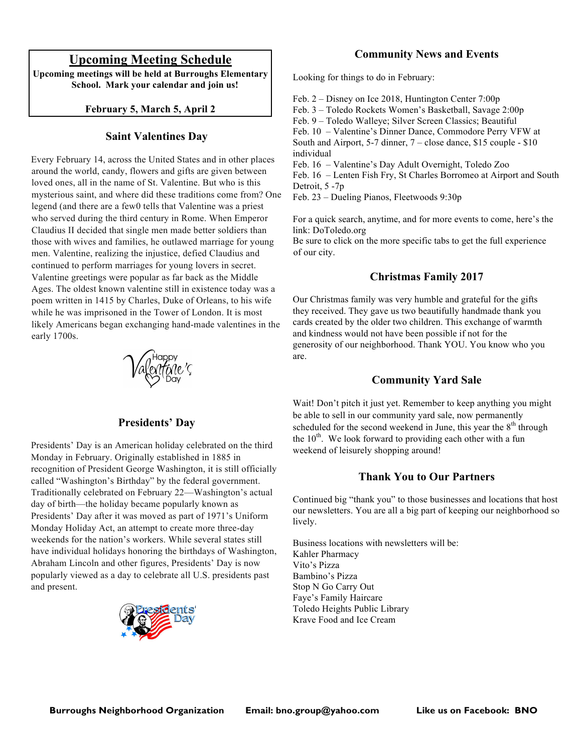## Upcoming Meeting Schedule

**Upcoming meetings will be held at Burroughs Elementary School. Mark your calendar and join us!**

**February 5, March 5, April 2**

### Saint Valentines Day

Every February 14, across the United States and in other places around the world, candy, flowers and gifts are given between loved ones, all in the name of St. Valentine. But who is this mysterious saint, and where did these traditions come from? One legend (and there are a few0 tells that Valentine was a priest who served during the third century in Rome. When Emperor Claudius II decided that single men made better soldiers than those with wives and families, he outlawed marriage for young men. Valentine, realizing the injustice, defied Claudius and continued to perform marriages for young lovers in secret. Valentine greetings were popular as far back as the Middle Ages. The oldest known valentine still in existence today was a poem written in 1415 by Charles, Duke of Orleans, to his wife while he was imprisoned in the Tower of London. It is most likely Americans began exchanging hand-made valentines in the early 1700s.

### Presidents' Day

Presidents' Day is an American holiday celebrated on the third Monday in February. Originally established in 1885 in recognition of President George Washington, it is still officially called "Washington's Birthday" by the federal government. Traditionally celebrated on February 22—Washington's actual day of birth—the holiday became popularly known as Presidents' Day after it was moved as part of 1971's Uniform Monday Holiday Act, an attempt to create more three-day weekends for the nation's workers. While several states still have individual holidays honoring the birthdays of Washington, Abraham Lincoln and other figures, Presidents' Day is now popularly viewed as a day to celebrate all U.S. presidents past and present.

### Community News and Events

Looking for things to do in February:

Feb. 2 – Disney on Ice 2018, Huntington Center 7:00p
Feb. 3 – Toledo Rockets Women's Basketball, Savage 2:00p
Feb. 9 – Toledo Walleye; Silver Screen Classics; Beautiful
Feb. 10 – Valentine's Dinner Dance, Commodore Perry VFW at South and Airport, 5-7 dinner, 7 – close dance, $15 couple - $10 individual
Feb. 16 – Valentine's Day Adult Overnight, Toledo Zoo
Feb. 16 – Lenten Fish Fry, St Charles Borromeo at Airport and South Detroit, 5 -7p
Feb. 23 – Dueling Pianos, Fleetwoods 9:30p

For a quick search, anytime, and for more events to come, here's the link: DoToledo.org
Be sure to click on the more specific tabs to get the full experience of our city.

### Christmas Family 2017

Our Christmas family was very humble and grateful for the gifts they received. They gave us two beautifully handmade thank you cards created by the older two children. This exchange of warmth and kindness would not have been possible if not for the generosity of our neighborhood. Thank YOU. You know who you are.

### Community Yard Sale

Wait! Don't pitch it just yet. Remember to keep anything you might be able to sell in our community yard sale, now permanently scheduled for the second weekend in June, this year the 8th through the 10th. We look forward to providing each other with a fun weekend of leisurely shopping around!

### Thank You to Our Partners

Continued big "thank you" to those businesses and locations that host our newsletters. You are all a big part of keeping our neighborhood so lively.

Business locations with newsletters will be:
Kahler Pharmacy
Vito's Pizza
Bambino's Pizza
Stop N Go Carry Out
Faye's Family Haircare
Toledo Heights Public Library
Krave Food and Ice Cream

**Burroughs Neighborhood Organization** **Email: bno.group@yahoo.com** **Like us on Facebook: BNO**